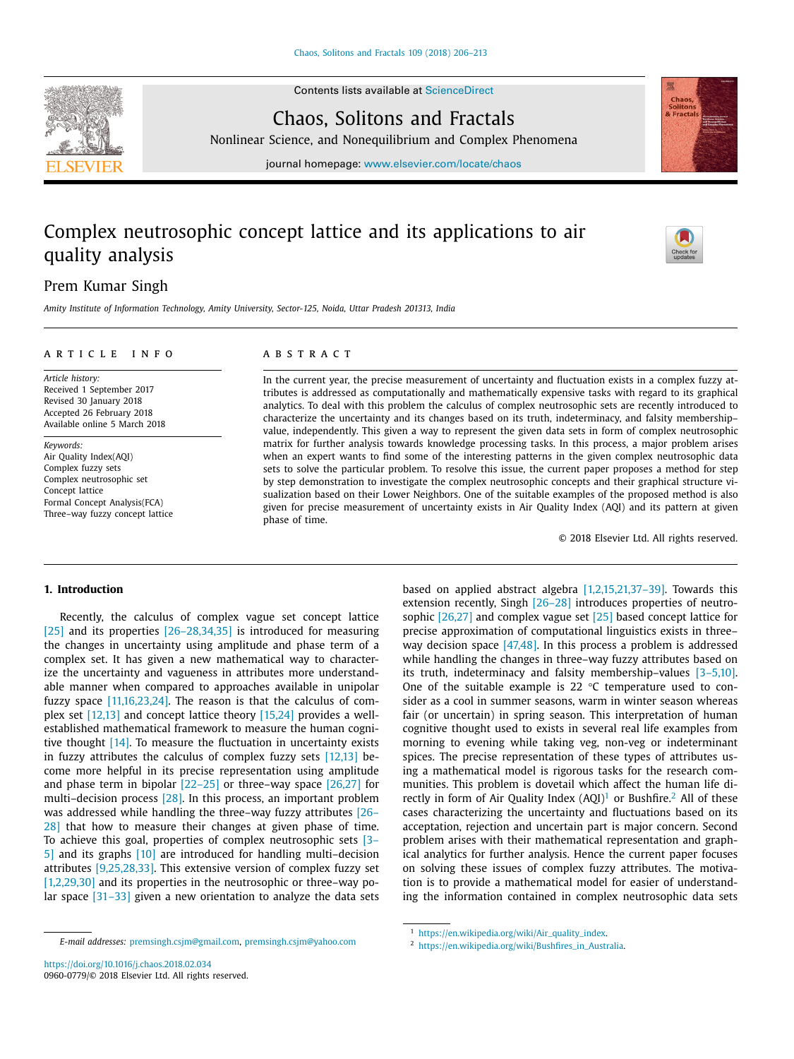# Complex neutrosophic concept lattice and its applications to air quality analysis

Prem Kumar Singh

*Amity Institute of Information Technology, Amity University, Sector-125, Noida, Uttar Pradesh 201313, India*

## ARTICLE INFO

*Article history:*
Received 1 September 2017
Revised 30 January 2018
Accepted 26 February 2018
Available online 5 March 2018

*Keywords:*
Air Quality Index(AQI)
Complex fuzzy sets
Complex neutrosophic set
Concept lattice
Formal Concept Analysis(FCA)
Three–way fuzzy concept lattice

## ABSTRACT

In the current year, the precise measurement of uncertainty and fluctuation exists in a complex fuzzy attributes is addressed as computationally and mathematically expensive tasks with regard to its graphical analytics. To deal with this problem the calculus of complex neutrosophic sets are recently introduced to characterize the uncertainty and its changes based on its truth, indeterminacy, and falsity membership–value, independently. This given a way to represent the given data sets in form of complex neutrosophic matrix for further analysis towards knowledge processing tasks. In this process, a major problem arises when an expert wants to find some of the interesting patterns in the given complex neutrosophic data sets to solve the particular problem. To resolve this issue, the current paper proposes a method for step by step demonstration to investigate the complex neutrosophic concepts and their graphical structure visualization based on their Lower Neighbors. One of the suitable examples of the proposed method is also given for precise measurement of uncertainty exists in Air Quality Index (AQI) and its pattern at given phase of time.

© 2018 Elsevier Ltd. All rights reserved.

## 1. Introduction

Recently, the calculus of complex vague set concept lattice [25] and its properties [26–28,34,35] is introduced for measuring the changes in uncertainty using amplitude and phase term of a complex set. It has given a new mathematical way to characterize the uncertainty and vagueness in attributes more understandable manner when compared to approaches available in unipolar fuzzy space [11,16,23,24]. The reason is that the calculus of complex set [12,13] and concept lattice theory [15,24] provides a well-established mathematical framework to measure the human cognitive thought [14]. To measure the fluctuation in uncertainty exists in fuzzy attributes the calculus of complex fuzzy sets [12,13] become more helpful in its precise representation using amplitude and phase term in bipolar [22–25] or three–way space [26,27] for multi–decision process [28]. In this process, an important problem was addressed while handling the three–way fuzzy attributes [26–28] that how to measure their changes at given phase of time. To achieve this goal, properties of complex neutrosophic sets [3–5] and its graphs [10] are introduced for handling multi–decision attributes [9,25,28,33]. This extensive version of complex fuzzy set [1,2,29,30] and its properties in the neutrosophic or three–way polar space [31–33] given a new orientation to analyze the data sets based on applied abstract algebra [1,2,15,21,37–39]. Towards this extension recently, Singh [26–28] introduces properties of neutrosophic [26,27] and complex vague set [25] based concept lattice for precise approximation of computational linguistics exists in three–way decision space [47,48]. In this process a problem is addressed while handling the changes in three–way fuzzy attributes based on its truth, indeterminacy and falsity membership–values [3–5,10]. One of the suitable example is 22 °C temperature used to consider as a cool in summer seasons, warm in winter season whereas fair (or uncertain) in spring season. This interpretation of human cognitive thought used to exists in several real life examples from morning to evening while taking veg, non-veg or indeterminant spices. The precise representation of these types of attributes using a mathematical model is rigorous tasks for the research communities. This problem is dovetail which affect the human life directly in form of Air Quality Index (AQI)[1] or Bushfire.[2] All of these cases characterizing the uncertainty and fluctuations based on its acceptation, rejection and uncertain part is major concern. Second problem arises with their mathematical representation and graphical analytics for further analysis. Hence the current paper focuses on solving these issues of complex fuzzy attributes. The motivation is to provide a mathematical model for easier of understanding the information contained in complex neutrosophic data sets

E-mail addresses: premsingh.csjm@gmail.com, premsingh.csjm@yahoo.com

[1] https://en.wikipedia.org/wiki/Air_quality_index.

[2] https://en.wikipedia.org/wiki/Bushfires_in_Australia.

https://doi.org/10.1016/j.chaos.2018.02.034
0960-0779/© 2018 Elsevier Ltd. All rights reserved.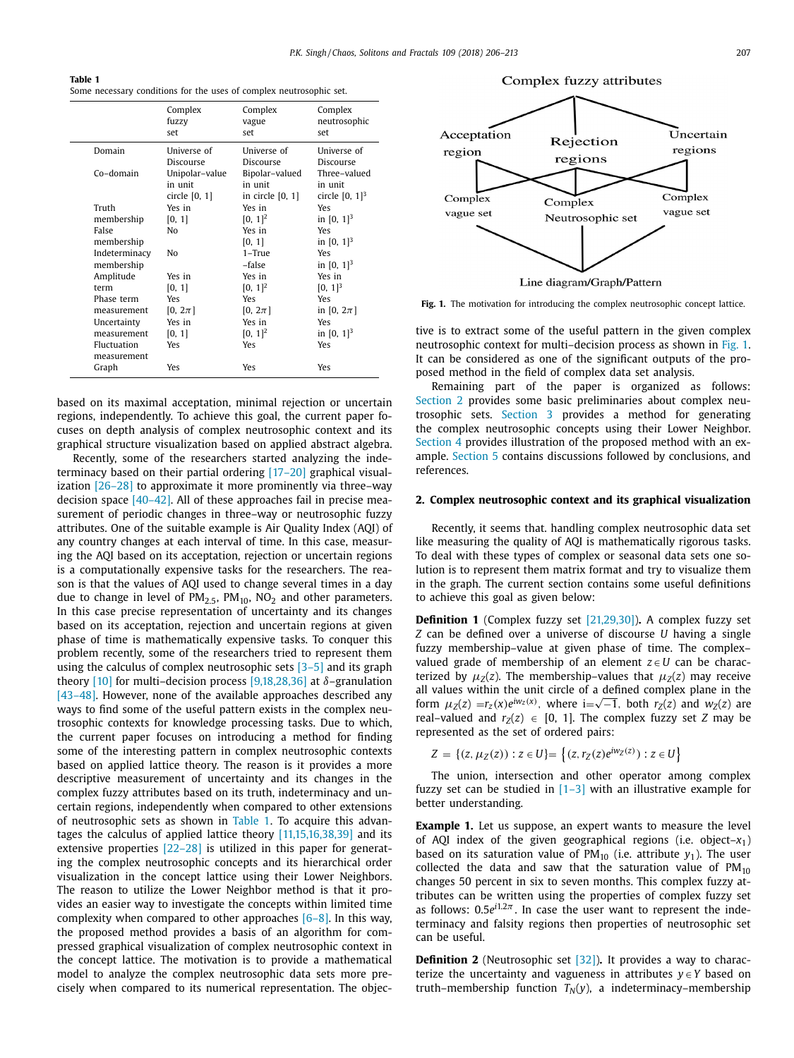**Table 1**
Some necessary conditions for the uses of complex neutrosophic set.

| | Complex fuzzy set | Complex vague set | Complex neutrosophic set |
|---|---|---|---|
| Domain | Universe of Discourse | Universe of Discourse | Universe of Discourse |
| Co–domain | Unipolar–value in unit circle [0, 1] | Bipolar–valued in unit in circle [0, 1] | Three–valued in unit circle $[0, 1]^3$ |
| Truth membership | Yes in [0, 1] | Yes in $[0, 1]^2$ | Yes in $[0, 1]^3$ |
| False membership | No | Yes in [0, 1] | Yes in $[0, 1]^3$ |
| Indeterminacy membership | No | 1–True –false | Yes in $[0, 1]^3$ |
| Amplitude term | Yes in [0, 1] | Yes in $[0, 1]^2$ | Yes in $[0, 1]^3$ |
| Phase term measurement | Yes $[0, 2\pi]$ | Yes $[0, 2\pi]$ | Yes in $[0, 2\pi]$ |
| Uncertainty measurement | Yes in [0, 1] | Yes in $[0, 1]^2$ | Yes in $[0, 1]^3$ |
| Fluctuation measurement | Yes | Yes | Yes |
| Graph | Yes | Yes | Yes |

based on its maximal acceptation, minimal rejection or uncertain regions, independently. To achieve this goal, the current paper focuses on depth analysis of complex neutrosophic context and its graphical structure visualization based on applied abstract algebra.

Recently, some of the researchers started analyzing the indeterminacy based on their partial ordering [17–20] graphical visualization [26–28] to approximate it more prominently via three–way decision space [40–42]. All of these approaches fail in precise measurement of periodic changes in three–way or neutrosophic fuzzy attributes. One of the suitable example is Air Quality Index (AQI) of any country changes at each interval of time. In this case, measuring the AQI based on its acceptation, rejection or uncertain regions is a computationally expensive tasks for the researchers. The reason is that the values of AQI used to change several times in a day due to change in level of $PM_{2.5}$, $PM_{10}$, $NO_2$ and other parameters. In this case precise representation of uncertainty and its changes based on its acceptation, rejection and uncertain regions at given phase of time is mathematically expensive tasks. To conquer this problem recently, some of the researchers tried to represent them using the calculus of complex neutrosophic sets [3–5] and its graph theory [10] for multi–decision process [9,18,28,36] at $\delta$–granulation [43–48]. However, none of the available approaches described any ways to find some of the useful pattern exists in the complex neutrosophic contexts for knowledge processing tasks. Due to which, the current paper focuses on introducing a method for finding some of the interesting pattern in complex neutrosophic contexts based on applied lattice theory. The reason is it provides a more descriptive measurement of uncertainty and its changes in the complex fuzzy attributes based on its truth, indeterminacy and uncertain regions, independently when compared to other extensions of neutrosophic sets as shown in Table 1. To acquire this advantages the calculus of applied lattice theory [11,15,16,38,39] and its extensive properties [22–28] is utilized in this paper for generating the complex neutrosophic concepts and its hierarchical order visualization in the concept lattice using their Lower Neighbors. The reason to utilize the Lower Neighbor method is that it provides an easier way to investigate the concepts within limited time complexity when compared to other approaches [6–8]. In this way, the proposed method provides a basis of an algorithm for compressed graphical visualization of complex neutrosophic context in the concept lattice. The motivation is to provide a mathematical model to analyze the complex neutrosophic data sets more precisely when compared to its numerical representation. The objective is to extract some of the useful pattern in the given complex neutrosophic context for multi–decision process as shown in Fig. 1. It can be considered as one of the significant outputs of the proposed method in the field of complex data set analysis.

Fig. 1. The motivation for introducing the complex neutrosophic concept lattice.

Remaining part of the paper is organized as follows: Section 2 provides some basic preliminaries about complex neutrosophic sets. Section 3 provides a method for generating the complex neutrosophic concepts using their Lower Neighbor. Section 4 provides illustration of the proposed method with an example. Section 5 contains discussions followed by conclusions, and references.

## 2. Complex neutrosophic context and its graphical visualization

Recently, it seems that. handling complex neutrosophic data set like measuring the quality of AQI is mathematically rigorous tasks. To deal with these types of complex or seasonal data sets one solution is to represent them matrix format and try to visualize them in the graph. The current section contains some useful definitions to achieve this goal as given below:

**Definition 1** (Complex fuzzy set [21,29,30])**.** A complex fuzzy set $Z$ can be defined over a universe of discourse $U$ having a single fuzzy membership–value at given phase of time. The complex–valued grade of membership of an element $z \in U$ can be characterized by $\mu_Z(z)$. The membership–values that $\mu_Z(z)$ may receive all values within the unit circle of a defined complex plane in the form $\mu_Z(z) = r_z(x)e^{iw_Z(x)}$, where $i = \sqrt{-1}$, both $r_Z(z)$ and $w_Z(z)$ are real–valued and $r_Z(z) \in [0, 1]$. The complex fuzzy set $Z$ may be represented as the set of ordered pairs:

$$Z = \{(z, \mu_Z(z)) : z \in U\} = \left\{(z, r_Z(z)e^{iw_Z(z)}) : z \in U\right\}$$

The union, intersection and other operator among complex fuzzy set can be studied in [1–3] with an illustrative example for better understanding.

**Example 1.** Let us suppose, an expert wants to measure the level of AQI index of the given geographical regions (i.e. object–$x_1$) based on its saturation value of $PM_{10}$ (i.e. attribute $y_1$). The user collected the data and saw that the saturation value of $PM_{10}$ changes 50 percent in six to seven months. This complex fuzzy attributes can be written using the properties of complex fuzzy set as follows: $0.5e^{i1.2\pi}$. In case the user want to represent the indeterminacy and falsity regions then properties of neutrosophic set can be useful.

**Definition 2** (Neutrosophic set [32])**.** It provides a way to characterize the uncertainty and vagueness in attributes $y \in Y$ based on truth–membership function $T_N(y)$, a indeterminacy–membership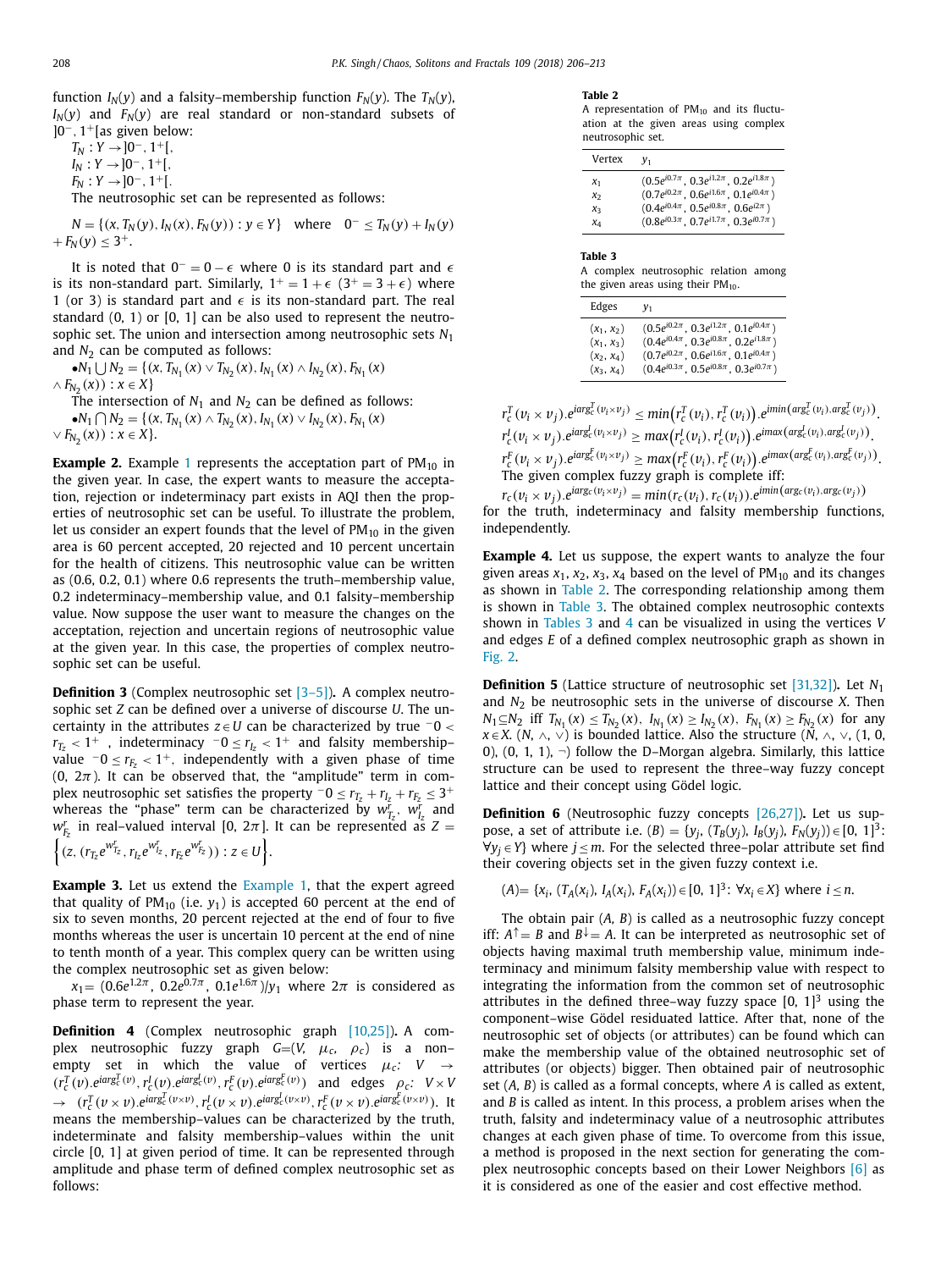function $I_N(y)$ and a falsity–membership function $F_N(y)$. The $T_N(y)$, $I_N(y)$ and $F_N(y)$ are real standard or non-standard subsets of $]0^-, 1^+[$ as given below:

$T_N : Y \to ]0^-, 1^+[$,
$I_N : Y \to ]0^-, 1^+[$,
$F_N : Y \to ]0^-, 1^+[$.

The neutrosophic set can be represented as follows:

$$N = \{(x, T_N(y), I_N(x), F_N(y)) : y \in Y\} \quad \text{where} \quad 0^- \leq T_N(y) + I_N(y) + F_N(y) \leq 3^+.$$

It is noted that $0^- = 0 - \epsilon$ where 0 is its standard part and $\epsilon$ is its non-standard part. Similarly, $1^+ = 1 + \epsilon$ $(3^+ = 3 + \epsilon)$ where 1 (or 3) is standard part and $\epsilon$ is its non-standard part. The real standard (0, 1) or [0, 1] can be also used to represent the neutrosophic set. The union and intersection among neutrosophic sets $N_1$ and $N_2$ can be computed as follows:

•$N_1 \bigcup N_2 = \{(x, T_{N_1}(x) \vee T_{N_2}(x), I_{N_1}(x) \wedge I_{N_2}(x), F_{N_1}(x) \wedge F_{N_2}(x)) : x \in X\}$

The intersection of $N_1$ and $N_2$ can be defined as follows:

•$N_1 \bigcap N_2 = \{(x, T_{N_1}(x) \wedge T_{N_2}(x), I_{N_1}(x) \vee I_{N_2}(x), F_{N_1}(x) \vee F_{N_2}(x)) : x \in X\}$.

**Example 2.** Example 1 represents the acceptation part of $PM_{10}$ in the given year. In case, the expert wants to measure the acceptation, rejection or indeterminacy part exists in AQI then the properties of neutrosophic set can be useful. To illustrate the problem, let us consider an expert founds that the level of $PM_{10}$ in the given area is 60 percent accepted, 20 rejected and 10 percent uncertain for the health of citizens. This neutrosophic value can be written as (0.6, 0.2, 0.1) where 0.6 represents the truth–membership value, 0.2 indeterminacy–membership value, and 0.1 falsity–membership value. Now suppose the user want to measure the changes on the acceptation, rejection and uncertain regions of neutrosophic value at the given year. In this case, the properties of complex neutrosophic set can be useful.

**Definition 3** (Complex neutrosophic set [3–5])**.** A complex neutrosophic set $Z$ can be defined over a universe of discourse $U$. The uncertainty in the attributes $z \in U$ can be characterized by true $^-0 < r_{T_z} < 1^+$, indeterminacy $^-0 \leq r_{I_z} < 1^+$ and falsity membership–value $^-0 \leq r_{F_z} < 1^+$, independently with a given phase of time $(0, 2\pi)$. It can be observed that, the "amplitude" term in complex neutrosophic set satisfies the property $^-0 \leq r_{T_z} + r_{I_z} + r_{F_z} \leq 3^+$ whereas the "phase" term can be characterized by $w^r_{T_z}$, $w^r_{I_z}$ and $w^r_{F_z}$ in real–valued interval $[0, 2\pi]$. It can be represented as $Z = \left\{(z, (r_{T_z} e^{w^r_{T_z}}, r_{I_z} e^{w^r_{I_z}}, r_{F_z} e^{w^r_{F_z}})) : z \in U\right\}$.

**Example 3.** Let us extend the Example 1, that the expert agreed that quality of $PM_{10}$ (i.e. $y_1$) is accepted 60 percent at the end of six to seven months, 20 percent rejected at the end of four to five months whereas the user is uncertain 10 percent at the end of nine to tenth month of a year. This complex query can be written using the complex neutrosophic set as given below:

$x_1 = (0.6e^{1.2\pi}, 0.2e^{0.7\pi}, 0.1e^{1.6\pi})/y_1$ where $2\pi$ is considered as phase term to represent the year.

**Definition 4** (Complex neutrosophic graph [10,25])**.** A complex neutrosophic fuzzy graph $G=(V, \mu_c, \rho_c)$ is a non–empty set in which the value of vertices $\mu_c$: $V \to (r^T_c(v).e^{iarg^T_c(v)}, r^I_c(v).e^{iarg^I_c(v)}, r^F_c(v).e^{iarg^F_c(v)})$ and edges $\rho_c$: $V \times V \to (r^T_c(v \times v).e^{iarg^T_c(v \times v)}, r^I_c(v \times v).e^{iarg^I_c(v \times v)}, r^F_c(v \times v).e^{iarg^F_c(v \times v)})$. It means the membership–values can be characterized by the truth, indeterminate and falsity membership–values within the unit circle [0, 1] at given period of time. It can be represented through amplitude and phase term of defined complex neutrosophic set as follows:

**Table 2**
A representation of $PM_{10}$ and its fluctuation at the given areas using complex neutrosophic set.

| Vertex | $y_1$ |
|---|---|
| $x_1$ | $(0.5e^{i0.7\pi}, 0.3e^{i1.2\pi}, 0.2e^{i1.8\pi})$ |
| $x_2$ | $(0.7e^{i0.2\pi}, 0.6e^{i1.6\pi}, 0.1e^{i0.4\pi})$ |
| $x_3$ | $(0.4e^{i0.4\pi}, 0.5e^{i0.8\pi}, 0.6e^{i2\pi})$ |
| $x_4$ | $(0.8e^{i0.3\pi}, 0.7e^{i1.7\pi}, 0.3e^{i0.7\pi})$ |

**Table 3**
A complex neutrosophic relation among the given areas using their $PM_{10}$.

| Edges | $y_1$ |
|---|---|
| $(x_1, x_2)$ | $(0.5e^{i0.2\pi}, 0.3e^{i1.2\pi}, 0.1e^{i0.4\pi})$ |
| $(x_1, x_3)$ | $(0.4e^{i0.4\pi}, 0.3e^{i0.8\pi}, 0.2e^{i1.8\pi})$ |
| $(x_2, x_4)$ | $(0.7e^{i0.2\pi}, 0.6e^{i1.6\pi}, 0.1e^{i0.4\pi})$ |
| $(x_3, x_4)$ | $(0.4e^{i0.3\pi}, 0.5e^{i0.8\pi}, 0.3e^{i0.7\pi})$ |

$$r^T_c(v_i \times v_j).e^{iarg^T_c(v_i \times v_j)} \leq min\left(r^T_c(v_i), r^T_c(v_i)\right).e^{imin\left(arg^T_c(v_i), arg^T_c(v_j)\right)}.$$
$$r^I_c(v_i \times v_j).e^{iarg^I_c(v_i \times v_j)} \geq max\left(r^I_c(v_i), r^I_c(v_i)\right).e^{imax\left(arg^I_c(v_i), arg^I_c(v_j)\right)}.$$
$$r^F_c(v_i \times v_j).e^{iarg^F_c(v_i \times v_j)} \geq max\left(r^F_c(v_i), r^F_c(v_i)\right).e^{imax\left(arg^F_c(v_i), arg^F_c(v_j)\right)}.$$

The given complex fuzzy graph is complete iff:

$$r_c(v_i \times v_j).e^{iarg_c(v_i \times v_j)} = min(r_c(v_i), r_c(v_i)).e^{imin\left(arg_c(v_i), arg_c(v_j)\right)}$$

for the truth, indeterminacy and falsity membership functions, independently.

**Example 4.** Let us suppose, the expert wants to analyze the four given areas $x_1$, $x_2$, $x_3$, $x_4$ based on the level of $PM_{10}$ and its changes as shown in Table 2. The corresponding relationship among them is shown in Table 3. The obtained complex neutrosophic contexts shown in Tables 3 and 4 can be visualized in using the vertices $V$ and edges $E$ of a defined complex neutrosophic graph as shown in Fig. 2.

**Definition 5** (Lattice structure of neutrosophic set [31,32])**.** Let $N_1$ and $N_2$ be neutrosophic sets in the universe of discourse $X$. Then $N_1 \subseteq N_2$ iff $T_{N_1}(x) \leq T_{N_2}(x)$, $I_{N_1}(x) \geq I_{N_2}(x)$, $F_{N_1}(x) \geq F_{N_2}(x)$ for any $x \in X$. $(N, \wedge, \vee)$ is bounded lattice. Also the structure $(N, \wedge, \vee, (1, 0, 0), (0, 1, 1), \neg)$ follow the D–Morgan algebra. Similarly, this lattice structure can be used to represent the three–way fuzzy concept lattice and their concept using Gödel logic.

**Definition 6** (Neutrosophic fuzzy concepts [26,27])**.** Let us suppose, a set of attribute i.e. $(B) = \{y_j, (T_B(y_j), I_B(y_j), F_N(y_j)) \in [0, 1]^3$: $\forall y_j \in Y\}$ where $j \leq m$. For the selected three–polar attribute set find their covering objects set in the given fuzzy context i.e.

$$(A) = \{x_i, (T_A(x_i), I_A(x_i), F_A(x_i)) \in [0, 1]^3: \forall x_i \in X\} \text{ where } i \leq n.$$

The obtain pair $(A, B)$ is called as a neutrosophic fuzzy concept iff: $A^\uparrow = B$ and $B^\downarrow = A$. It can be interpreted as neutrosophic set of objects having maximal truth membership value, minimum indeterminacy and minimum falsity membership value with respect to integrating the information from the common set of neutrosophic attributes in the defined three–way fuzzy space $[0, 1]^3$ using the component–wise Gödel residuated lattice. After that, none of the neutrosophic set of objects (or attributes) can be found which can make the membership value of the obtained neutrosophic set of attributes (or objects) bigger. Then obtained pair of neutrosophic set $(A, B)$ is called as a formal concepts, where $A$ is called as extent, and $B$ is called as intent. In this process, a problem arises when the truth, falsity and indeterminacy value of a neutrosophic attributes changes at each given phase of time. To overcome from this issue, a method is proposed in the next section for generating the complex neutrosophic concepts based on their Lower Neighbors [6] as it is considered as one of the easier and cost effective method.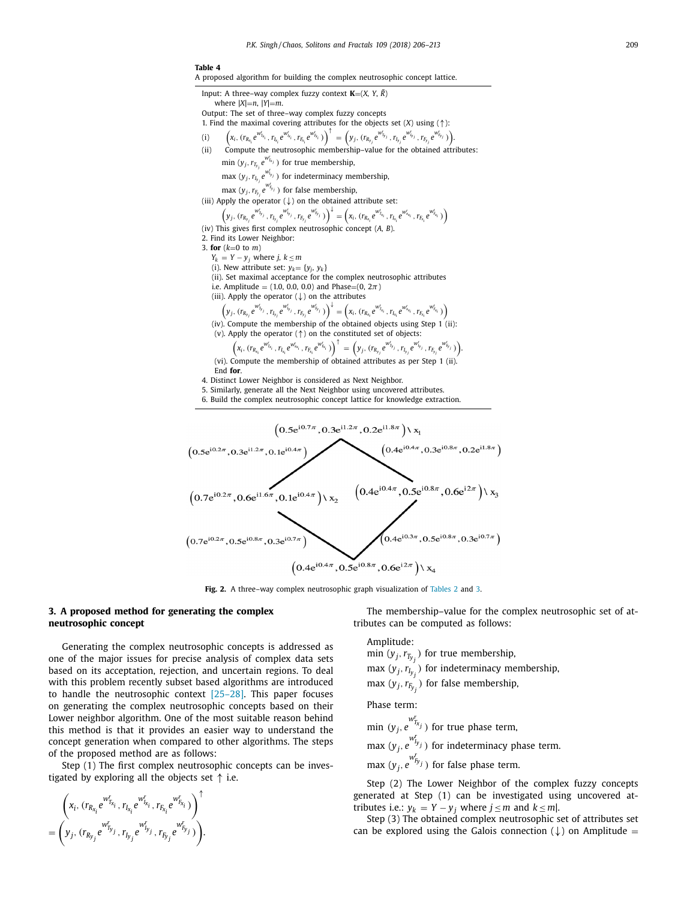**Table 4**
A proposed algorithm for building the complex neutrosophic concept lattice.

Input: A three–way complex fuzzy context $\mathbf{K}=(X, Y, \tilde{R})$
 where $|X|=n$, $|Y|=m$.
Output: The set of three–way complex fuzzy concepts
1. Find the maximal covering attributes for the objects set ($X$) using ($\uparrow$):

(i) $\left(x_i, (r_{R_{x_i}} e^{w^t_{x_i}}, r_{I_{x_i}} e^{w^t_{I_{x_i}}}, r_{F_{x_i}} e^{w^t_{F_{x_i}}})\right)^{\uparrow} = \left(y_j, (r_{R_{y_j}} e^{w^t_{y_j}}, r_{I_{y_j}} e^{w^t_{I_{y_j}}}, r_{F_{y_j}} e^{w^t_{F_{y_j}}})\right)$.

(ii) Compute the neutrosophic membership–value for the obtained attributes:

 min $(y_j, r_{T_{y_j}} e^{w^t_{T_{x_j}}})$ for true membership,

 max $(y_j, r_{I_{y_j}} e^{w^t_{I_{y_j}}})$ for indeterminacy membership,

 max $(y_j, r_{F_{y_j}} e^{w^t_{F_{y_j}}})$ for false membership,

(iii) Apply the operator ($\downarrow$) on the obtained attribute set:

 $\left(y_j, (r_{R_{y_j}} e^{w^t_{y_j}}, r_{I_{y_j}} e^{w^t_{I_{y_j}}}, r_{F_{y_j}} e^{w^t_{F_{y_j}}})\right)^{\downarrow} = \left(x_i, (r_{R_{x_i}} e^{w^t_{T_{x_i}}}, r_{I_{x_i}} e^{w^t_{I_{x_i}}}, r_{F_{x_i}} e^{w^t_{F_{x_i}}})\right)$

(iv) This gives first complex neutrosophic concept ($A$, $B$).
2. Find its Lower Neighbor:
3. **for** ($k$=0 to $m$)
 $Y_k = Y - y_j$ where $j$, $k \leq m$
 (i). New attribute set: $y_k = \{y_j, y_k\}$
 (ii). Set maximal acceptance for the complex neutrosophic attributes
 i.e. Amplitude = (1.0, 0.0, 0.0) and Phase=$(0, 2\pi)$
 (iii). Apply the operator ($\downarrow$) on the attributes

 $\left(y_j, (r_{R_{y_j}} e^{w^t_{y_j}}, r_{I_{y_j}} e^{w^t_{I_{y_j}}}, r_{F_{y_j}} e^{w^t_{F_{y_j}}})\right)^{\downarrow} = \left(x_i, (r_{R_{x_i}} e^{w^t_{T_{x_i}}}, r_{I_{x_i}} e^{w^t_{I_{x_i}}}, r_{F_{x_i}} e^{w^t_{F_{x_i}}})\right)$

 (iv). Compute the membership of the obtained objects using Step 1 (ii):
 (v). Apply the operator ($\uparrow$) on the constituted set of objects:

 $\left(x_i, (r_{R_{x_i}} e^{w^t_{T_{x_i}}}, r_{I_{x_i}} e^{w^t_{I_{x_i}}}, r_{F_{x_i}} e^{w^t_{F_{x_i}}})\right)^{\uparrow} = \left(y_j, (r_{R_{y_j}} e^{w^t_{T_{y_j}}}, r_{I_{y_j}} e^{w^t_{I_{y_j}}}, r_{F_{y_j}} e^{w^t_{F_{y_j}}})\right)$.

 (vi). Compute the membership of obtained attributes as per Step 1 (ii).
 End **for**.
4. Distinct Lower Neighbor is considered as Next Neighbor.
5. Similarly, generate all the Next Neighbor using uncovered attributes.
6. Build the complex neutrosophic concept lattice for knowledge extraction.

$\left(0.5e^{i0.7\pi}, 0.3e^{i1.2\pi}, 0.2e^{i1.8\pi}\right)\backslash x_1$

$\left(0.5e^{i0.2\pi}, 0.3e^{i1.2\pi}, 0.1e^{i0.4\pi}\right)$ $\left(0.4e^{i0.4\pi}, 0.3e^{i0.8\pi}, 0.2e^{i1.8\pi}\right)$

$\left(0.7e^{i0.2\pi}, 0.6e^{i1.6\pi}, 0.1e^{i0.4\pi}\right)\backslash x_2$ $\left(0.4e^{i0.4\pi}, 0.5e^{i0.8\pi}, 0.6e^{i2\pi}\right)\backslash x_3$

$\left(0.7e^{i0.2\pi}, 0.5e^{i0.8\pi}, 0.3e^{i0.7\pi}\right)$ $\left(0.4e^{i0.3\pi}, 0.5e^{i0.8\pi}, 0.3e^{i0.7\pi}\right)$

$\left(0.4e^{i0.4\pi}, 0.5e^{i0.8\pi}, 0.6e^{i2\pi}\right)\backslash x_4$

**Fig. 2.** A three–way complex neutrosophic graph visualization of Tables 2 and 3.

## 3. A proposed method for generating the complex neutrosophic concept

Generating the complex neutrosophic concepts is addressed as one of the major issues for precise analysis of complex data sets based on its acceptation, rejection, and uncertain regions. To deal with this problem recently subset based algorithms are introduced to handle the neutrosophic context [25–28]. This paper focuses on generating the complex neutrosophic concepts based on their Lower neighbor algorithm. One of the most suitable reason behind this method is that it provides an easier way to understand the concept generation when compared to other algorithms. The steps of the proposed method are as follows:

Step (1) The first complex neutrosophic concepts can be investigated by exploring all the objects set $\uparrow$ i.e.

$$\left(x_i, (r_{R_{x_i}} e^{w^r_{T_{x_i}}}, r_{I_{x_i}} e^{w^r_{I_{x_i}}}, r_{F_{x_i}} e^{w^r_{F_{x_i}}})\right)^{\uparrow} = \left(y_j, (r_{R_{y_j}} e^{w^r_{T_{y_j}}}, r_{I_{y_j}} e^{w^r_{I_{y_j}}}, r_{F_{y_j}} e^{w^r_{F_{y_j}}})\right).$$

The membership–value for the complex neutrosophic set of attributes can be computed as follows:

Amplitude:
min $(y_j, r_{T_{y_j}})$ for true membership,
max $(y_j, r_{I_{y_j}})$ for indeterminacy membership,
max $(y_j, r_{F_{y_j}})$ for false membership,

Phase term:
min $(y_j, e^{w^r_{T_{x_j}}})$ for true phase term,
max $(y_j, e^{w^r_{I_{y_j}}})$ for indeterminacy phase term.
max $(y_j, e^{w^r_{F_{y_j}}})$ for false phase term.

Step (2) The Lower Neighbor of the complex fuzzy concepts generated at Step (1) can be investigated using uncovered attributes i.e.: $y_k = Y - y_j$ where $j \leq m$ and $k \leq m|$.

Step (3) The obtained complex neutrosophic set of attributes set can be explored using the Galois connection ($\downarrow$) on Amplitude =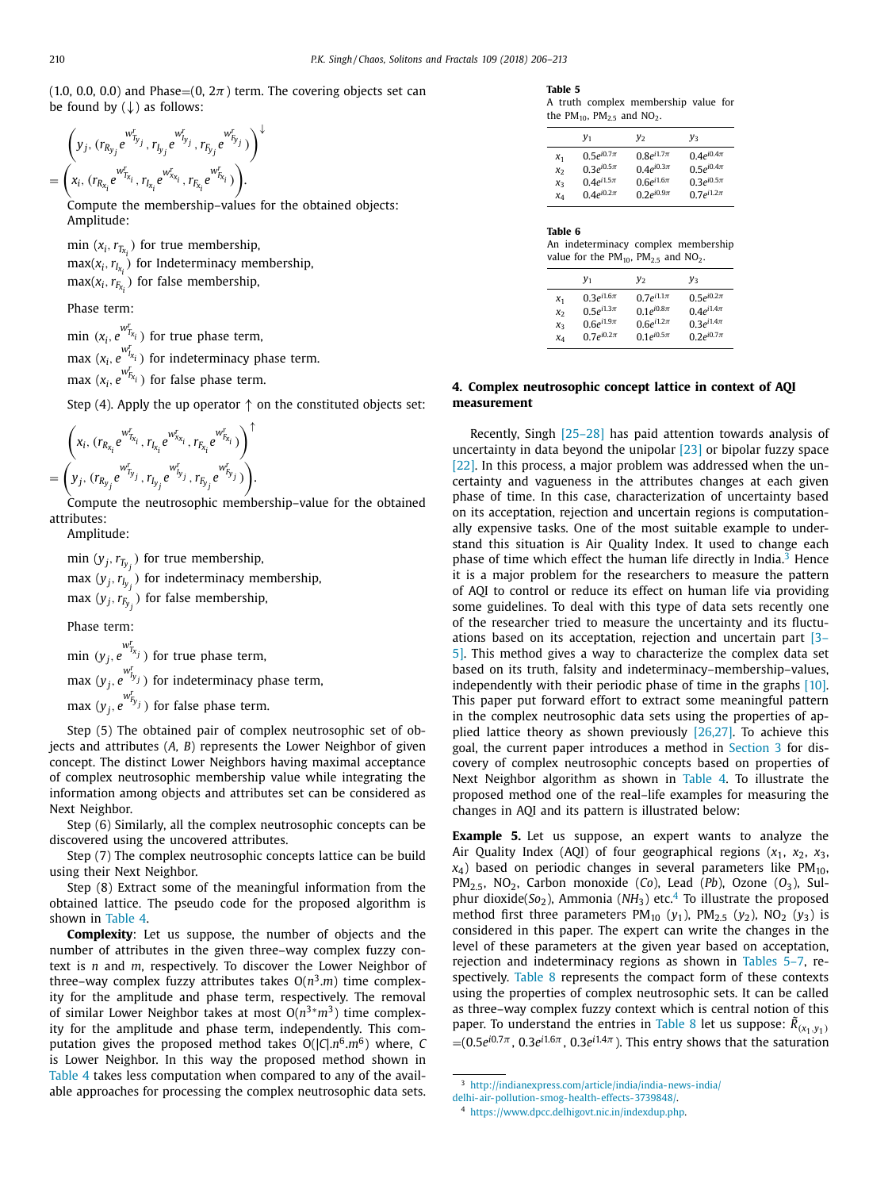(1.0, 0.0, 0.0) and Phase=$(0, 2\pi)$ term. The covering objects set can be found by ($\downarrow$) as follows:

$$\left(y_j, (r_{R_{y_j}} e^{w^r_{T_{y_j}}}, r_{I_{y_j}} e^{w^r_{I_{y_j}}}, r_{F_{y_j}} e^{w^r_{F_{y_j}}})\right)^{\downarrow} = \left(x_i, (r_{R_{x_i}} e^{w^r_{T_{x_i}}}, r_{I_{x_i}} e^{w^r_{x_{x_i}}}, r_{F_{x_i}} e^{w^r_{F_{x_i}}})\right).$$

Compute the membership–values for the obtained objects:
Amplitude:

$\min(x_i, r_{T_{x_i}})$ for true membership,
$\max(x_i, r_{I_{x_i}})$ for Indeterminacy membership,
$\max(x_i, r_{F_{x_i}})$ for false membership,

Phase term:

$\min(x_i, e^{w^r_{T_{x_i}}})$ for true phase term,
$\max(x_i, e^{w^r_{I_{x_i}}})$ for indeterminacy phase term.
$\max(x_i, e^{w^r_{F_{x_i}}})$ for false phase term.

Step (4). Apply the up operator $\uparrow$ on the constituted objects set:

$$\left(x_i, (r_{R_{x_i}} e^{w^r_{T_{x_i}}}, r_{I_{x_i}} e^{w^r_{x_{x_i}}}, r_{F_{x_i}} e^{w^r_{F_{x_i}}})\right)^{\uparrow} = \left(y_j, (r_{R_{y_j}} e^{w^r_{T_{y_j}}}, r_{I_{y_j}} e^{w^r_{I_{y_j}}}, r_{F_{y_j}} e^{w^r_{F_{y_j}}})\right).$$

Compute the neutrosophic membership–value for the obtained attributes:
Amplitude:

$\min(y_j, r_{T_{y_j}})$ for true membership,
$\max(y_j, r_{I_{y_j}})$ for indeterminacy membership,
$\max(y_j, r_{F_{y_j}})$ for false membership,

Phase term:

$\min(y_j, e^{w^r_{T_{x_j}}})$ for true phase term,
$\max(y_j, e^{w^r_{I_{y_j}}})$ for indeterminacy phase term,
$\max(y_j, e^{w^r_{F_{y_j}}})$ for false phase term.

Step (5) The obtained pair of complex neutrosophic set of objects and attributes $(A, B)$ represents the Lower Neighbor of given concept. The distinct Lower Neighbors having maximal acceptance of complex neutrosophic membership value while integrating the information among objects and attributes set can be considered as Next Neighbor.

Step (6) Similarly, all the complex neutrosophic concepts can be discovered using the uncovered attributes.

Step (7) The complex neutrosophic concepts lattice can be build using their Next Neighbor.

Step (8) Extract some of the meaningful information from the obtained lattice. The pseudo code for the proposed algorithm is shown in Table 4.

**Complexity**: Let us suppose, the number of objects and the number of attributes in the given three–way complex fuzzy context is $n$ and $m$, respectively. To discover the Lower Neighbor of three–way complex fuzzy attributes takes $O(n^3.m)$ time complexity for the amplitude and phase term, respectively. The removal of similar Lower Neighbor takes at most $O(n^{3*}m^3)$ time complexity for the amplitude and phase term, independently. This computation gives the proposed method takes $O(|C|.n^6.m^6)$ where, $C$ is Lower Neighbor. In this way the proposed method shown in Table 4 takes less computation when compared to any of the available approaches for processing the complex neutrosophic data sets.

**Table 5**
A truth complex membership value for the $PM_{10}$, $PM_{2.5}$ and $NO_2$.

| | $y_1$ | $y_2$ | $y_3$ |
|---|---|---|---|
| $x_1$ | $0.5e^{i0.7\pi}$ | $0.8e^{i1.7\pi}$ | $0.4e^{i0.4\pi}$ |
| $x_2$ | $0.3e^{i0.5\pi}$ | $0.4e^{i0.3\pi}$ | $0.5e^{i0.4\pi}$ |
| $x_3$ | $0.4e^{i1.5\pi}$ | $0.6e^{i1.6\pi}$ | $0.3e^{i0.5\pi}$ |
| $x_4$ | $0.4e^{i0.2\pi}$ | $0.2e^{i0.9\pi}$ | $0.7e^{i1.2\pi}$ |

**Table 6**
An indeterminacy complex membership value for the $PM_{10}$, $PM_{2.5}$ and $NO_2$.

| | $y_1$ | $y_2$ | $y_3$ |
|---|---|---|---|
| $x_1$ | $0.3e^{i1.6\pi}$ | $0.7e^{i1.1\pi}$ | $0.5e^{i0.2\pi}$ |
| $x_2$ | $0.5e^{i1.3\pi}$ | $0.1e^{i0.8\pi}$ | $0.4e^{i1.4\pi}$ |
| $x_3$ | $0.6e^{i1.9\pi}$ | $0.6e^{i1.2\pi}$ | $0.3e^{i1.4\pi}$ |
| $x_4$ | $0.7e^{i0.2\pi}$ | $0.1e^{i0.5\pi}$ | $0.2e^{i0.7\pi}$ |

## 4. Complex neutrosophic concept lattice in context of AQI measurement

Recently, Singh [25–28] has paid attention towards analysis of uncertainty in data beyond the unipolar [23] or bipolar fuzzy space [22]. In this process, a major problem was addressed when the uncertainty and vagueness in the attributes changes at each given phase of time. In this case, characterization of uncertainty based on its acceptation, rejection and uncertain regions is computationally expensive tasks. One of the most suitable example to understand this situation is Air Quality Index. It used to change each phase of time which effect the human life directly in India.[3] Hence it is a major problem for the researchers to measure the pattern of AQI to control or reduce its effect on human life via providing some guidelines. To deal with this type of data sets recently one of the researcher tried to measure the uncertainty and its fluctuations based on its acceptation, rejection and uncertain part [3–5]. This method gives a way to characterize the complex data set based on its truth, falsity and indeterminacy–membership–values, independently with their periodic phase of time in the graphs [10]. This paper put forward effort to extract some meaningful pattern in the complex neutrosophic data sets using the properties of applied lattice theory as shown previously [26,27]. To achieve this goal, the current paper introduces a method in Section 3 for discovery of complex neutrosophic concepts based on properties of Next Neighbor algorithm as shown in Table 4. To illustrate the proposed method one of the real–life examples for measuring the changes in AQI and its pattern is illustrated below:

**Example 5.** Let us suppose, an expert wants to analyze the Air Quality Index (AQI) of four geographical regions ($x_1$, $x_2$, $x_3$, $x_4$) based on periodic changes in several parameters like $PM_{10}$, $PM_{2.5}$, $NO_2$, Carbon monoxide ($Co$), Lead ($Pb$), Ozone ($O_3$), Sulphur dioxide($So_2$), Ammonia ($NH_3$) etc.[4] To illustrate the proposed method first three parameters $PM_{10}$ ($y_1$), $PM_{2.5}$ ($y_2$), $NO_2$ ($y_3$) is considered in this paper. The expert can write the changes in the level of these parameters at the given year based on acceptation, rejection and indeterminacy regions as shown in Tables 5–7, respectively. Table 8 represents the compact form of these contexts using the properties of complex neutrosophic sets. It can be called as three–way complex fuzzy context which is central notion of this paper. To understand the entries in Table 8 let us suppose: $\tilde{R}_{(x_1,y_1)}$ $=(0.5e^{i0.7\pi}, 0.3e^{i1.6\pi}, 0.3e^{i1.4\pi})$. This entry shows that the saturation

[3] http://indianexpress.com/article/india/india-news-india/delhi-air-pollution-smog-health-effects-3739848/.

[4] https://www.dpcc.delhigovt.nic.in/indexdup.php.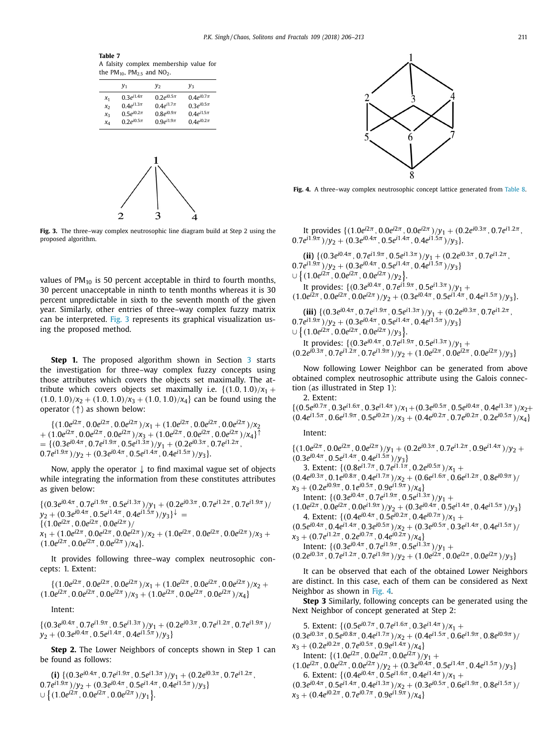**Table 7**
A falsity complex membership value for the $PM_{10}$, $PM_{2.5}$ and $NO_2$.

| | $y_1$ | $y_2$ | $y_3$ |
|---|---|---|---|
| $x_1$ | $0.3e^{i1.4\pi}$ | $0.2e^{i0.5\pi}$ | $0.4e^{i0.7\pi}$ |
| $x_2$ | $0.4e^{i1.3\pi}$ | $0.4e^{i1.7\pi}$ | $0.3e^{i0.5\pi}$ |
| $x_3$ | $0.5e^{i0.2\pi}$ | $0.8e^{i0.9\pi}$ | $0.4e^{i1.5\pi}$ |
| $x_4$ | $0.2e^{i0.5\pi}$ | $0.9e^{i1.9\pi}$ | $0.4e^{i0.2\pi}$ |

**Fig. 3.** The three-way complex neutrosophic line diagram build at Step 2 using the proposed algorithm.

values of $PM_{10}$ is 50 percent acceptable in third to fourth months, 30 percent unacceptable in ninth to tenth months whereas it is 30 percent unpredictable in sixth to the seventh month of the given year. Similarly, other entries of three-way complex fuzzy matrix can be interpreted. Fig. 3 represents its graphical visualization using the proposed method.

**Step 1.** The proposed algorithm shown in Section 3 starts the investigation for three-way complex fuzzy concepts using those attributes which covers the objects set maximally. The attribute which covers objects set maximally i.e. $\{(1.0, 1.0)/x_1 + (1.0, 1.0)/x_2 + (1.0, 1.0)/x_3 + (1.0, 1.0)/x_4\}$ can be found using the operator ($\uparrow$) as shown below:

$$\{(1.0e^{i2\pi}, 0.0e^{i2\pi}, 0.0e^{i2\pi})/x_1 + (1.0e^{i2\pi}, 0.0e^{i2\pi}, 0.0e^{i2\pi})/x_2 + (1.0e^{i2\pi}, 0.0e^{i2\pi}, 0.0e^{i2\pi})/x_3 + (1.0e^{i2\pi}, 0.0e^{i2\pi}, 0.0e^{i2\pi})/x_4\}^{\uparrow} = \{(0.3e^{i0.4\pi}, 0.7e^{i1.9\pi}, 0.5e^{i1.3\pi})/y_1 + (0.2e^{i0.3\pi}, 0.7e^{i1.2\pi}, 0.7e^{i1.9\pi})/y_2 + (0.3e^{i0.4\pi}, 0.5e^{i1.4\pi}, 0.4e^{i1.5\pi})/y_3\}.$$

Now, apply the operator $\downarrow$ to find maximal vague set of objects while integrating the information from these constitutes attributes as given below:

$$\{(0.3e^{i0.4\pi}, 0.7e^{i1.9\pi}, 0.5e^{i1.3\pi})/y_1 + (0.2e^{i0.3\pi}, 0.7e^{i1.2\pi}, 0.7e^{i1.9\pi})/y_2 + (0.3e^{i0.4\pi}, 0.5e^{i1.4\pi}, 0.4e^{i1.5\pi})/y_3\}^{\downarrow} = \{(1.0e^{i2\pi}, 0.0e^{i2\pi}, 0.0e^{i2\pi})/x_1 + (1.0e^{i2\pi}, 0.0e^{i2\pi}, 0.0e^{i2\pi})/x_2 + (1.0e^{i2\pi}, 0.0e^{i2\pi}, 0.0e^{i2\pi})/x_3 + (1.0e^{i2\pi}, 0.0e^{i2\pi}, 0.0e^{i2\pi})/x_4\}.$$

It provides following three-way complex neutrosophic concepts: 1. Extent:

$$\{(1.0e^{i2\pi}, 0.0e^{i2\pi}, 0.0e^{i2\pi})/x_1 + (1.0e^{i2\pi}, 0.0e^{i2\pi}, 0.0e^{i2\pi})/x_2 + (1.0e^{i2\pi}, 0.0e^{i2\pi}, 0.0e^{i2\pi})/x_3 + (1.0e^{i2\pi}, 0.0e^{i2\pi}, 0.0e^{i2\pi})/x_4\}$$

Intent:

$$\{(0.3e^{i0.4\pi}, 0.7e^{i1.9\pi}, 0.5e^{i1.3\pi})/y_1 + (0.2e^{i0.3\pi}, 0.7e^{i1.2\pi}, 0.7e^{i1.9\pi})/y_2 + (0.3e^{i0.4\pi}, 0.5e^{i1.4\pi}, 0.4e^{i1.5\pi})/y_3\}$$

**Step 2.** The Lower Neighbors of concepts shown in Step 1 can be found as follows:

**(i)** $\{(0.3e^{i0.4\pi}, 0.7e^{i1.9\pi}, 0.5e^{i1.3\pi})/y_1 + (0.2e^{i0.3\pi}, 0.7e^{i1.2\pi}, 0.7e^{i1.9\pi})/y_2 + (0.3e^{i0.4\pi}, 0.5e^{i1.4\pi}, 0.4e^{i1.5\pi})/y_3\} \cup \{(1.0e^{i2\pi}, 0.0e^{i2\pi}, 0.0e^{i2\pi})/y_1\}$.

It provides $\{(1.0e^{i2\pi}, 0.0e^{i2\pi}, 0.0e^{i2\pi})/y_1 + (0.2e^{i0.3\pi}, 0.7e^{i1.2\pi}, 0.7e^{i1.9\pi})/y_2 + (0.3e^{i0.4\pi}, 0.5e^{i1.4\pi}, 0.4e^{i1.5\pi})/y_3\}$.

**(ii)** $\{(0.3e^{i0.4\pi}, 0.7e^{i1.9\pi}, 0.5e^{i1.3\pi})/y_1 + (0.2e^{i0.3\pi}, 0.7e^{i1.2\pi}, 0.7e^{i1.9\pi})/y_2 + (0.3e^{i0.4\pi}, 0.5e^{i1.4\pi}, 0.4e^{i1.5\pi})/y_3\} \cup \{(1.0e^{i2\pi}, 0.0e^{i2\pi}, 0.0e^{i2\pi})/y_2\}$.

It provides: $\{(0.3e^{i0.4\pi}, 0.7e^{i1.9\pi}, 0.5e^{i1.3\pi})/y_1 + (1.0e^{i2\pi}, 0.0e^{i2\pi}, 0.0e^{i2\pi})/y_2 + (0.3e^{i0.4\pi}, 0.5e^{i1.4\pi}, 0.4e^{i1.5\pi})/y_3\}$.

**(iii)** $\{(0.3e^{i0.4\pi}, 0.7e^{i1.9\pi}, 0.5e^{i1.3\pi})/y_1 + (0.2e^{i0.3\pi}, 0.7e^{i1.2\pi}, 0.7e^{i1.9\pi})/y_2 + (0.3e^{i0.4\pi}, 0.5e^{i1.4\pi}, 0.4e^{i1.5\pi})/y_3\} \cup \{(1.0e^{i2\pi}, 0.0e^{i2\pi}, 0.0e^{i2\pi})/y_3\}$.

It provides: $\{(0.3e^{i0.4\pi}, 0.7e^{i1.9\pi}, 0.5e^{i1.3\pi})/y_1 + (0.2e^{i0.3\pi}, 0.7e^{i1.2\pi}, 0.7e^{i1.9\pi})/y_2 + (1.0e^{i2\pi}, 0.0e^{i2\pi}, 0.0e^{i2\pi})/y_3\}$

Now following Lower Neighbor can be generated from above obtained complex neutrosophic attribute using the Galois connection (as illustrated in Step 1):

2. Extent:
$\{(0.5e^{i0.7\pi}, 0.3e^{i1.6\pi}, 0.3e^{i1.4\pi})/x_1 + (0.3e^{i0.5\pi}, 0.5e^{i0.4\pi}, 0.4e^{i1.3\pi})/x_2 + (0.4e^{i1.5\pi}, 0.6e^{i1.9\pi}, 0.5e^{i0.2\pi})/x_3 + (0.4e^{i0.2\pi}, 0.7e^{i0.2\pi}, 0.2e^{i0.5\pi})/x_4\}$

Intent:

$\{(1.0e^{i2\pi}, 0.0e^{i2\pi}, 0.0e^{i2\pi})/y_1 + (0.2e^{i0.3\pi}, 0.7e^{i1.2\pi}, 0.9e^{i1.4\pi})/y_2 + (0.3e^{i0.4\pi}, 0.5e^{i1.4\pi}, 0.4e^{i1.5\pi})/y_3\}$

3. Extent: $\{(0.8e^{i1.7\pi}, 0.7e^{i1.1\pi}, 0.2e^{i0.5\pi})/x_1 + (0.4e^{i0.3\pi}, 0.1e^{i0.8\pi}, 0.4e^{i1.7\pi})/x_2 + (0.6e^{i1.6\pi}, 0.6e^{i1.2\pi}, 0.8e^{i0.9\pi})/x_3 + (0.2e^{i0.9\pi}, 0.1e^{i0.5\pi}, 0.9e^{i1.9\pi})/x_4\}$

Intent: $\{(0.3e^{i0.4\pi}, 0.7e^{i1.9\pi}, 0.5e^{i1.3\pi})/y_1 + (1.0e^{i2\pi}, 0.0e^{i2\pi}, 0.0e^{i1.9\pi})/y_2 + (0.3e^{i0.4\pi}, 0.5e^{i1.4\pi}, 0.4e^{i1.5\pi})/y_3\}$

4. Extent: $\{(0.4e^{i0.4\pi}, 0.5e^{i0.2\pi}, 0.4e^{i0.7\pi})/x_1 + (0.5e^{i0.4\pi}, 0.4e^{i1.4\pi}, 0.3e^{i0.5\pi})/x_2 + (0.3e^{i0.5\pi}, 0.3e^{i1.4\pi}, 0.4e^{i1.5\pi})/x_3 + (0.7e^{i1.2\pi}, 0.2e^{i0.7\pi}, 0.4e^{i0.2\pi})/x_4\}$

Intent: $\{(0.3e^{i0.4\pi}, 0.7e^{i1.9\pi}, 0.5e^{i1.3\pi})/y_1 + (0.2e^{i0.3\pi}, 0.7e^{i1.2\pi}, 0.7e^{i1.9\pi})/y_2 + (1.0e^{i2\pi}, 0.0e^{i2\pi}, 0.0e^{i2\pi})/y_3\}$

It can be observed that each of the obtained Lower Neighbors are distinct. In this case, each of them can be considered as Next Neighbor as shown in Fig. 4.

**Fig. 4.** A three-way complex neutrosophic concept lattice generated from Table 8.

**Step 3** Similarly, following concepts can be generated using the Next Neighbor of concept generated at Step 2:

5. Extent: $\{(0.5e^{i0.7\pi}, 0.7e^{i1.6\pi}, 0.3e^{i1.4\pi})/x_1 + (0.3e^{i0.3\pi}, 0.5e^{i0.8\pi}, 0.4e^{i1.7\pi})/x_2 + (0.4e^{i1.5\pi}, 0.6e^{i1.9\pi}, 0.8e^{i0.9\pi})/x_3 + (0.2e^{i0.2\pi}, 0.7e^{i0.5\pi}, 0.9e^{i1.4\pi})/x_4\}$

Intent: $\{(1.0e^{i2\pi}, 0.0e^{i2\pi}, 0.0e^{i2\pi})/y_1 + (1.0e^{i2\pi}, 0.0e^{i2\pi}, 0.0e^{i2\pi})/y_2 + (0.3e^{i0.4\pi}, 0.5e^{i1.4\pi}, 0.4e^{i1.5\pi})/y_3\}$

6. Extent: $\{(0.4e^{i0.4\pi}, 0.5e^{i1.6\pi}, 0.4e^{i1.4\pi})/x_1 + (0.3e^{i0.4\pi}, 0.5e^{i1.4\pi}, 0.4e^{i1.3\pi})/x_2 + (0.3e^{i0.5\pi}, 0.6e^{i1.9\pi}, 0.8e^{i1.5\pi})/x_3 + (0.4e^{i0.2\pi}, 0.7e^{i0.7\pi}, 0.9e^{i1.9\pi})/x_4\}$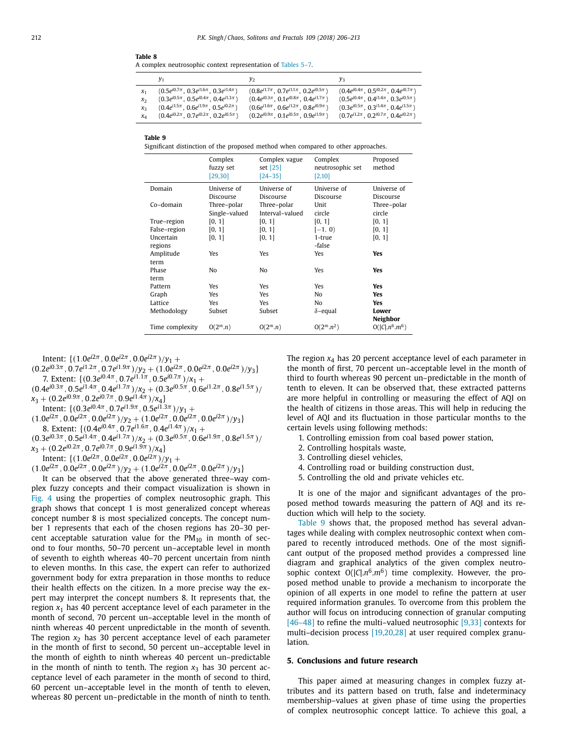**Table 8**
A complex neutrosophic context representation of Tables 5–7.

| | $y_1$ | $y_2$ | $y_3$ |
|---|---|---|---|
| $x_1$ | $(0.5e^{i0.7\pi}, 0.3e^{i1.6\pi}, 0.3e^{i1.4\pi})$ | $(0.8e^{i1.7\pi}, 0.7e^{i1.1\pi}, 0.2e^{i0.5\pi})$ | $(0.4e^{i0.4\pi}, 0.5^{i0.2\pi}, 0.4e^{i0.7\pi})$ |
| $x_2$ | $(0.3e^{i0.5\pi}, 0.5e^{i0.4\pi}, 0.4e^{i1.3\pi})$ | $(0.4e^{i0.3\pi}, 0.1e^{i0.8\pi}, 0.4e^{i1.7\pi})$ | $(0.5e^{i0.4\pi}, 0.4^{i1.4\pi}, 0.3e^{i0.5\pi})$ |
| $x_3$ | $(0.4e^{i1.5\pi}, 0.6e^{i1.9\pi}, 0.5e^{i0.2\pi})$ | $(0.6e^{i1.6\pi}, 0.6e^{i1.2\pi}, 0.8e^{i0.9\pi})$ | $(0.3e^{i0.5\pi}, 0.3^{i1.4\pi}, 0.4e^{i1.5\pi})$ |
| $x_4$ | $(0.4e^{i0.2\pi}, 0.7e^{i0.2\pi}, 0.2e^{i0.5\pi})$ | $(0.2e^{i0.9\pi}, 0.1e^{i0.5\pi}, 0.9e^{i1.9\pi})$ | $(0.7e^{i1.2\pi}, 0.2^{i0.7\pi}, 0.4e^{i0.2\pi})$ |

**Table 9**
Significant distinction of the proposed method when compared to other approaches.

| | Complex fuzzy set [29,30] | Complex vague set [25] [24–35] | Complex neutrosophic set [2,10] | Proposed method |
|---|---|---|---|---|
| Domain | Universe of Discourse | Universe of Discourse | Universe of Discourse | Universe of Discourse |
| Co–domain | Three–polar Single–valued | Three–polar Interval–valued | Unit circle | Three–polar circle |
| True–region | [0, 1] | [0, 1] | [0, 1] | [0, 1] |
| False–region | [0, 1] | [0, 1] | [−1, 0) | [0, 1] |
| Uncertain regions | [0, 1] | [0, 1] | 1-true -false | [0, 1] |
| Amplitude term | Yes | Yes | Yes | **Yes** |
| Phase term | No | No | Yes | **Yes** |
| Pattern | Yes | Yes | Yes | **Yes** |
| Graph | Yes | Yes | No | **Yes** |
| Lattice | Yes | Yes | No | **Yes** |
| Methodology | Subset | Subset | $\delta$–equal | **Lower Neighbor** |
| Time complexity | $O(2^m.n)$ | $O(2^m.n)$ | $O(2^m.n^2)$ | $O(\lvert C\rvert.n^6.m^6)$ |

Intent: $\{(1.0e^{i2\pi}, 0.0e^{i2\pi}, 0.0e^{i2\pi})/y_1 + (0.2e^{i0.3\pi}, 0.7e^{i1.2\pi}, 0.7e^{i1.9\pi})/y_2 + (1.0e^{i2\pi}, 0.0e^{i2\pi}, 0.0e^{i2\pi})/y_3\}$

7. Extent: $\{(0.3e^{i0.4\pi}, 0.7e^{i1.1\pi}, 0.5e^{i0.7\pi})/x_1 + (0.4e^{i0.3\pi}, 0.5e^{i1.4\pi}, 0.4e^{i1.7\pi})/x_2 + (0.3e^{i0.5\pi}, 0.6e^{i1.2\pi}, 0.8e^{i1.5\pi})/x_3 + (0.2e^{i0.9\pi}, 0.2e^{i0.7\pi}, 0.9e^{i1.4\pi})/x_4\}$

Intent: $\{(0.3e^{i0.4\pi}, 0.7e^{i1.9\pi}, 0.5e^{i1.3\pi})/y_1 + (1.0e^{i2\pi}, 0.0e^{i2\pi}, 0.0e^{i2\pi})/y_2 + (1.0e^{i2\pi}, 0.0e^{i2\pi}, 0.0e^{i2\pi})/y_3\}$

8. Extent: $\{(0.4e^{i0.4\pi}, 0.7e^{i1.6\pi}, 0.4e^{i1.4\pi})/x_1 + (0.3e^{i0.3\pi}, 0.5e^{i1.4\pi}, 0.4e^{i1.7\pi})/x_2 + (0.3e^{i0.5\pi}, 0.6e^{i1.9\pi}, 0.8e^{i1.5\pi})/x_3 + (0.2e^{i0.2\pi}, 0.7e^{i0.7\pi}, 0.9e^{i1.9\pi})/x_4\}$

Intent: $\{(1.0e^{i2\pi}, 0.0e^{i2\pi}, 0.0e^{i2\pi})/y_1 + (1.0e^{i2\pi}, 0.0e^{i2\pi}, 0.0e^{i2\pi})/y_2 + (1.0e^{i2\pi}, 0.0e^{i2\pi}, 0.0e^{i2\pi})/y_3\}$

It can be observed that the above generated three–way complex fuzzy concepts and their compact visualization is shown in Fig. 4 using the properties of complex neutrosophic graph. This graph shows that concept 1 is most generalized concept whereas concept number 8 is most specialized concepts. The concept number 1 represents that each of the chosen regions has 20–30 percent acceptable saturation value for the $PM_{10}$ in month of second to four months, 50–70 percent un–acceptable level in month of seventh to eighth whereas 40–70 percent uncertain from ninth to eleven months. In this case, the expert can refer to authorized government body for extra preparation in those months to reduce their health effects on the citizen. In a more precise way the expert may interpret the concept numbers 8. It represents that, the region $x_1$ has 40 percent acceptance level of each parameter in the month of second, 70 percent un–acceptable level in the month of ninth whereas 40 percent unpredictable in the month of seventh. The region $x_2$ has 30 percent acceptance level of each parameter in the month of first to second, 50 percent un–acceptable level in the month of eighth to ninth whereas 40 percent un–predictable in the month of ninth to tenth. The region $x_3$ has 30 percent acceptance level of each parameter in the month of second to third, 60 percent un–acceptable level in the month of tenth to eleven, whereas 80 percent un–predictable in the month of ninth to tenth. The region $x_4$ has 20 percent acceptance level of each parameter in the month of first, 70 percent un–acceptable level in the month of third to fourth whereas 90 percent un–predictable in the month of tenth to eleven. It can be observed that, these extracted patterns are more helpful in controlling or measuring the effect of AQI on the health of citizens in those areas. This will help in reducing the level of AQI and its fluctuation in those particular months to the certain levels using following methods:

1. Controlling emission from coal based power station,
2. Controlling hospitals waste,
3. Controlling diesel vehicles,
4. Controlling road or building construction dust,
5. Controlling the old and private vehicles etc.

It is one of the major and significant advantages of the proposed method towards measuring the pattern of AQI and its reduction which will help to the society.

Table 9 shows that, the proposed method has several advantages while dealing with complex neutrosophic context when compared to recently introduced methods. One of the most significant output of the proposed method provides a compressed line diagram and graphical analytics of the given complex neutrosophic context $O(\lvert C\rvert.n^6.m^6)$ time complexity. However, the proposed method unable to provide a mechanism to incorporate the opinion of all experts in one model to refine the pattern at user required information granules. To overcome from this problem the author will focus on introducing connection of granular computing [46–48] to refine the multi–valued neutrosophic [9,33] contexts for multi–decision process [19,20,28] at user required complex granulation.

## 5. Conclusions and future research

This paper aimed at measuring changes in complex fuzzy attributes and its pattern based on truth, false and indeterminacy membership–values at given phase of time using the properties of complex neutrosophic concept lattice. To achieve this goal, a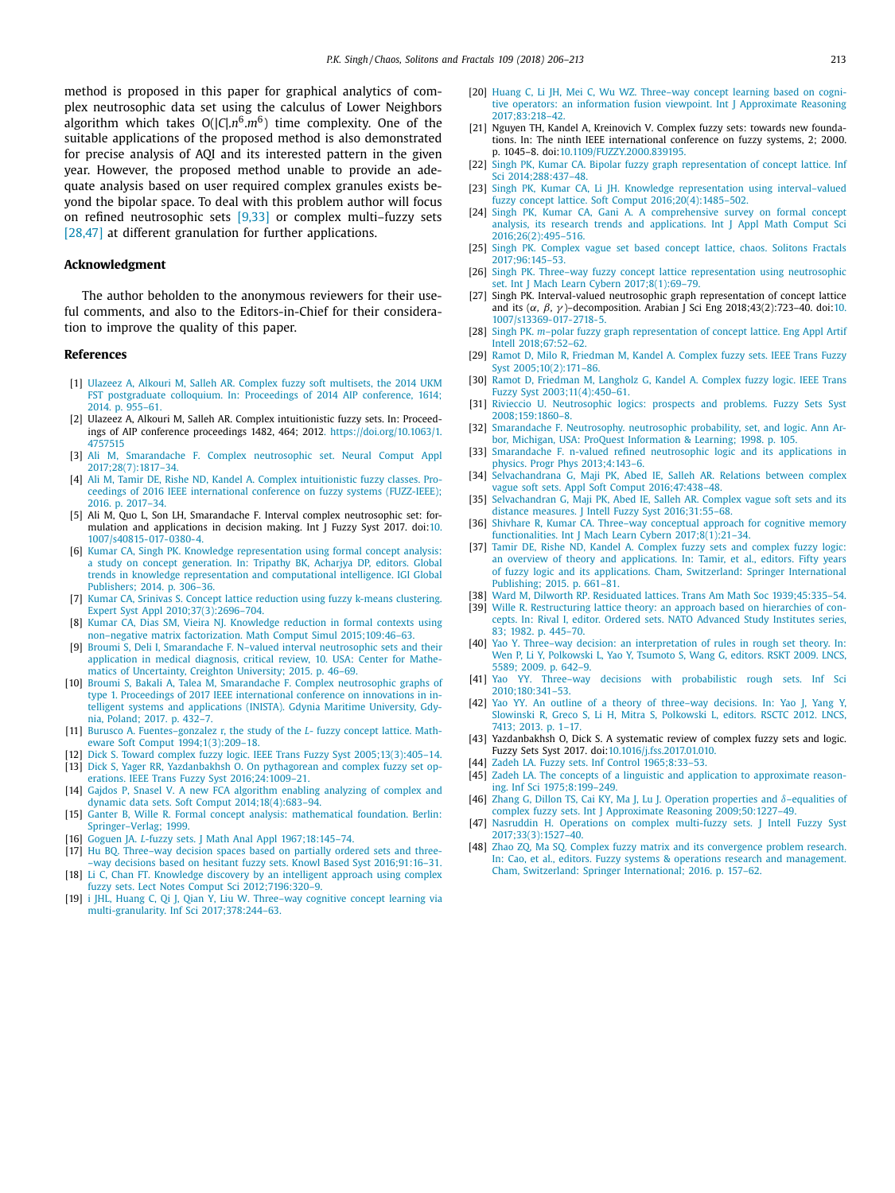method is proposed in this paper for graphical analytics of complex neutrosophic data set using the calculus of Lower Neighbors algorithm which takes $O(|C|.n^6.m^6)$ time complexity. One of the suitable applications of the proposed method is also demonstrated for precise analysis of AQI and its interested pattern in the given year. However, the proposed method unable to provide an adequate analysis based on user required complex granules exists beyond the bipolar space. To deal with this problem author will focus on refined neutrosophic sets [9,33] or complex multi–fuzzy sets [28,47] at different granulation for further applications.

## Acknowledgment

The author beholden to the anonymous reviewers for their useful comments, and also to the Editors-in-Chief for their consideration to improve the quality of this paper.

## References

[1] Ulazeez A, Alkouri M, Salleh AR. Complex fuzzy soft multisets, the 2014 UKM FST postgraduate colloquium. In: Proceedings of 2014 AIP conference, 1614; 2014. p. 955–61.

[2] Ulazeez A, Alkouri M, Salleh AR. Complex intuitionistic fuzzy sets. In: Proceedings of AIP conference proceedings 1482, 464; 2012. https://doi.org/10.1063/1.4757515

[3] Ali M, Smarandache F. Complex neutrosophic set. Neural Comput Appl 2017;28(7):1817–34.

[4] Ali M, Tamir DE, Rishe ND, Kandel A. Complex intuitionistic fuzzy classes. Proceedings of 2016 IEEE international conference on fuzzy systems (FUZZ-IEEE); 2016. p. 2017–34.

[5] Ali M, Quo L, Son LH, Smarandache F. Interval complex neutrosophic set: formulation and applications in decision making. Int J Fuzzy Syst 2017. doi:10.1007/s40815-017-0380-4.

[6] Kumar CA, Singh PK. Knowledge representation using formal concept analysis: a study on concept generation. In: Tripathy BK, Acharjya DP, editors. Global trends in knowledge representation and computational intelligence. IGI Global Publishers; 2014. p. 306–36.

[7] Kumar CA, Srinivas S. Concept lattice reduction using fuzzy k-means clustering. Expert Syst Appl 2010;37(3):2696–704.

[8] Kumar CA, Dias SM, Vieira NJ. Knowledge reduction in formal contexts using non–negative matrix factorization. Math Comput Simul 2015;109:46–63.

[9] Broumi S, Deli I, Smarandache F. N–valued interval neutrosophic sets and their application in medical diagnosis, critical review, 10. USA: Center for Mathematics of Uncertainty, Creighton University; 2015. p. 46–69.

[10] Broumi S, Bakali A, Talea M, Smarandache F. Complex neutrosophic graphs of type 1. Proceedings of 2017 IEEE international conference on innovations in intelligent systems and applications (INISTA). Gdynia Maritime University, Gdynia, Poland; 2017. p. 432–7.

[11] Burusco A. Fuentes–gonzalez r, the study of the *L*- fuzzy concept lattice. Matheware Soft Comput 1994;1(3):209–18.

[12] Dick S. Toward complex fuzzy logic. IEEE Trans Fuzzy Syst 2005;13(3):405–14.

[13] Dick S, Yager RR, Yazdanbakhsh O. On pythagorean and complex fuzzy set operations. IEEE Trans Fuzzy Syst 2016;24:1009–21.

[14] Gajdos P, Snasel V. A new FCA algorithm enabling analyzing of complex and dynamic data sets. Soft Comput 2014;18(4):683–94.

[15] Ganter B, Wille R. Formal concept analysis: mathematical foundation. Berlin: Springer–Verlag; 1999.

[16] Goguen JA. *L*-fuzzy sets. J Math Anal Appl 1967;18:145–74.

[17] Hu BQ. Three–way decision spaces based on partially ordered sets and three–way decisions based on hesitant fuzzy sets. Knowl Based Syst 2016;91:16–31.

[18] Li C, Chan FT. Knowledge discovery by an intelligent approach using complex fuzzy sets. Lect Notes Comput Sci 2012;7196:320–9.

[19] i JHL, Huang C, Qi J, Qian Y, Liu W. Three–way cognitive concept learning via multi-granularity. Inf Sci 2017;378:244–63.

[20] Huang C, Li JH, Mei C, Wu WZ. Three–way concept learning based on cognitive operators: an information fusion viewpoint. Int J Approximate Reasoning 2017;83:218–42.

[21] Nguyen TH, Kandel A, Kreinovich V. Complex fuzzy sets: towards new foundations. In: The ninth IEEE international conference on fuzzy systems, 2; 2000. p. 1045–8. doi:10.1109/FUZZY.2000.839195.

[22] Singh PK, Kumar CA. Bipolar fuzzy graph representation of concept lattice. Inf Sci 2014;288:437–48.

[23] Singh PK, Kumar CA, Li JH. Knowledge representation using interval–valued fuzzy concept lattice. Soft Comput 2016;20(4):1485–502.

[24] Singh PK, Kumar CA, Gani A. A comprehensive survey on formal concept analysis, its research trends and applications. Int J Appl Math Comput Sci 2016;26(2):495–516.

[25] Singh PK. Complex vague set based concept lattice, chaos. Solitons Fractals 2017;96:145–53.

[26] Singh PK. Three–way fuzzy concept lattice representation using neutrosophic set. Int J Mach Learn Cybern 2017;8(1):69–79.

[27] Singh PK. Interval-valued neutrosophic graph representation of concept lattice and its $(\alpha, \beta, \gamma)$–decomposition. Arabian J Sci Eng 2018;43(2):723–40. doi:10.1007/s13369-017-2718-5.

[28] Singh PK. *m*–polar fuzzy graph representation of concept lattice. Eng Appl Artif Intell 2018;67:52–62.

[29] Ramot D, Milo R, Friedman M, Kandel A. Complex fuzzy sets. IEEE Trans Fuzzy Syst 2005;10(2):171–86.

[30] Ramot D, Friedman M, Langholz G, Kandel A. Complex fuzzy logic. IEEE Trans Fuzzy Syst 2003;11(4):450–61.

[31] Rivieccio U. Neutrosophic logics: prospects and problems. Fuzzy Sets Syst 2008;159:1860–8.

[32] Smarandache F. Neutrosophy. neutrosophic probability, set, and logic. Ann Arbor, Michigan, USA: ProQuest Information & Learning; 1998. p. 105.

[33] Smarandache F. n-valued refined neutrosophic logic and its applications in physics. Progr Phys 2013;4:143–6.

[34] Selvachandrana G, Maji PK, Abed IE, Salleh AR. Relations between complex vague soft sets. Appl Soft Comput 2016;47:438–48.

[35] Selvachandran G, Maji PK, Abed IE, Salleh AR. Complex vague soft sets and its distance measures. J Intell Fuzzy Syst 2016;31:55–68.

[36] Shivhare R, Kumar CA. Three–way conceptual approach for cognitive memory functionalities. Int J Mach Learn Cybern 2017;8(1):21–34.

[37] Tamir DE, Rishe ND, Kandel A. Complex fuzzy sets and complex fuzzy logic: an overview of theory and applications. In: Tamir, et al., editors. Fifty years of fuzzy logic and its applications. Cham, Switzerland: Springer International Publishing; 2015. p. 661–81.

[38] Ward M, Dilworth RP. Residuated lattices. Trans Am Math Soc 1939;45:335–54.

[39] Wille R. Restructuring lattice theory: an approach based on hierarchies of concepts. In: Rival I, editor. Ordered sets. NATO Advanced Study Institutes series, 83; 1982. p. 445–70.

[40] Yao Y. Three–way decision: an interpretation of rules in rough set theory. In: Wen P, Li Y, Polkowski L, Yao Y, Tsumoto S, Wang G, editors. RSKT 2009. LNCS, 5589; 2009. p. 642–9.

[41] Yao YY. Three–way decisions with probabilistic rough sets. Inf Sci 2010;180:341–53.

[42] Yao YY. An outline of a theory of three–way decisions. In: Yao J, Yang Y, Slowinski R, Greco S, Li H, Mitra S, Polkowski L, editors. RSCTC 2012. LNCS, 7413; 2013. p. 1–17.

[43] Yazdanbakhsh O, Dick S. A systematic review of complex fuzzy sets and logic. Fuzzy Sets Syst 2017. doi:10.1016/j.fss.2017.01.010.

[44] Zadeh LA. Fuzzy sets. Inf Control 1965;8:33–53.

[45] Zadeh LA. The concepts of a linguistic and application to approximate reasoning. Inf Sci 1975;8:199–249.

[46] Zhang G, Dillon TS, Cai KY, Ma J, Lu J. Operation properties and $\delta$–equalities of complex fuzzy sets. Int J Approximate Reasoning 2009;50:1227–49.

[47] Nasruddin H. Operations on complex multi-fuzzy sets. J Intell Fuzzy Syst 2017;33(3):1527–40.

[48] Zhao ZQ, Ma SQ. Complex fuzzy matrix and its convergence problem research. In: Cao, et al., editors. Fuzzy systems & operations research and management. Cham, Switzerland: Springer International; 2016. p. 157–62.